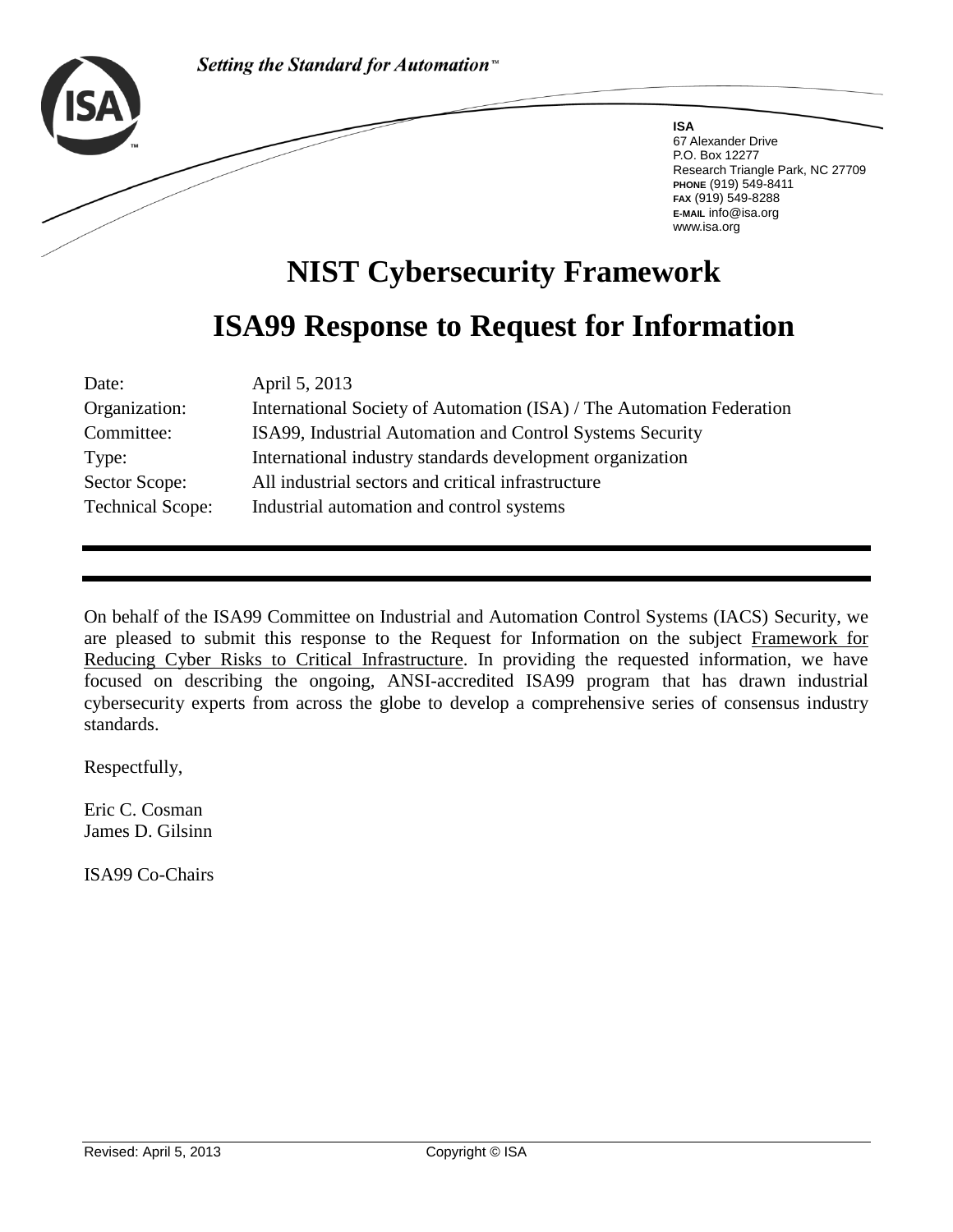*Setting the Standard for Automation™*

**ISA**
67 Alexander Drive
P.O. Box 12277
Research Triangle Park, NC 27709
**PHONE** (919) 549-8411
**FAX** (919) 549-8288
**E-MAIL** info@isa.org
www.isa.org

# NIST Cybersecurity Framework

# ISA99 Response to Request for Information

| | |
|---|---|
| Date: | April 5, 2013 |
| Organization: | International Society of Automation (ISA) / The Automation Federation |
| Committee: | ISA99, Industrial Automation and Control Systems Security |
| Type: | International industry standards development organization |
| Sector Scope: | All industrial sectors and critical infrastructure |
| Technical Scope: | Industrial automation and control systems |

---

On behalf of the ISA99 Committee on Industrial and Automation Control Systems (IACS) Security, we are pleased to submit this response to the Request for Information on the subject Framework for Reducing Cyber Risks to Critical Infrastructure. In providing the requested information, we have focused on describing the ongoing, ANSI-accredited ISA99 program that has drawn industrial cybersecurity experts from across the globe to develop a comprehensive series of consensus industry standards.

Respectfully,

Eric C. Cosman
James D. Gilsinn

ISA99 Co-Chairs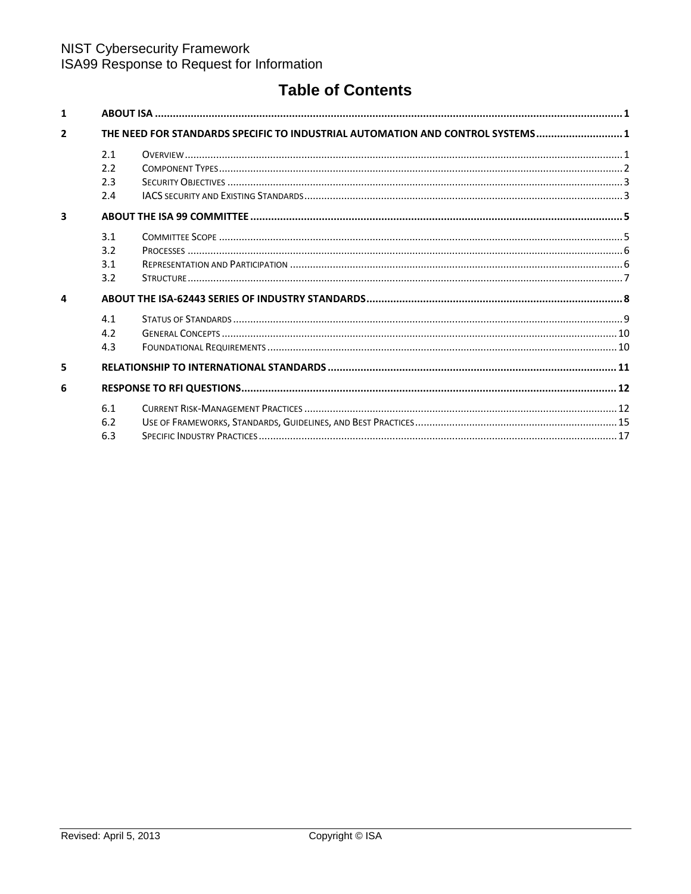# Table of Contents

**1 ABOUT ISA** ........................................................................ 1

**2 THE NEED FOR STANDARDS SPECIFIC TO INDUSTRIAL AUTOMATION AND CONTROL SYSTEMS** ........ 1

- 2.1 OVERVIEW ........................................................................ 1
- 2.2 COMPONENT TYPES ........................................................................ 2
- 2.3 SECURITY OBJECTIVES ........................................................................ 3
- 2.4 IACS SECURITY AND EXISTING STANDARDS ........................................................................ 3

**3 ABOUT THE ISA 99 COMMITTEE** ........................................................................ 5

- 3.1 COMMITTEE SCOPE ........................................................................ 5
- 3.2 PROCESSES ........................................................................ 6
- 3.1 REPRESENTATION AND PARTICIPATION ........................................................................ 6
- 3.2 STRUCTURE ........................................................................ 7

**4 ABOUT THE ISA-62443 SERIES OF INDUSTRY STANDARDS** ........................................................................ 8

- 4.1 STATUS OF STANDARDS ........................................................................ 9
- 4.2 GENERAL CONCEPTS ........................................................................ 10
- 4.3 FOUNDATIONAL REQUIREMENTS ........................................................................ 10

**5 RELATIONSHIP TO INTERNATIONAL STANDARDS** ........................................................................ 11

**6 RESPONSE TO RFI QUESTIONS** ........................................................................ 12

- 6.1 CURRENT RISK-MANAGEMENT PRACTICES ........................................................................ 12
- 6.2 USE OF FRAMEWORKS, STANDARDS, GUIDELINES, AND BEST PRACTICES ........................................................................ 15
- 6.3 SPECIFIC INDUSTRY PRACTICES ........................................................................ 17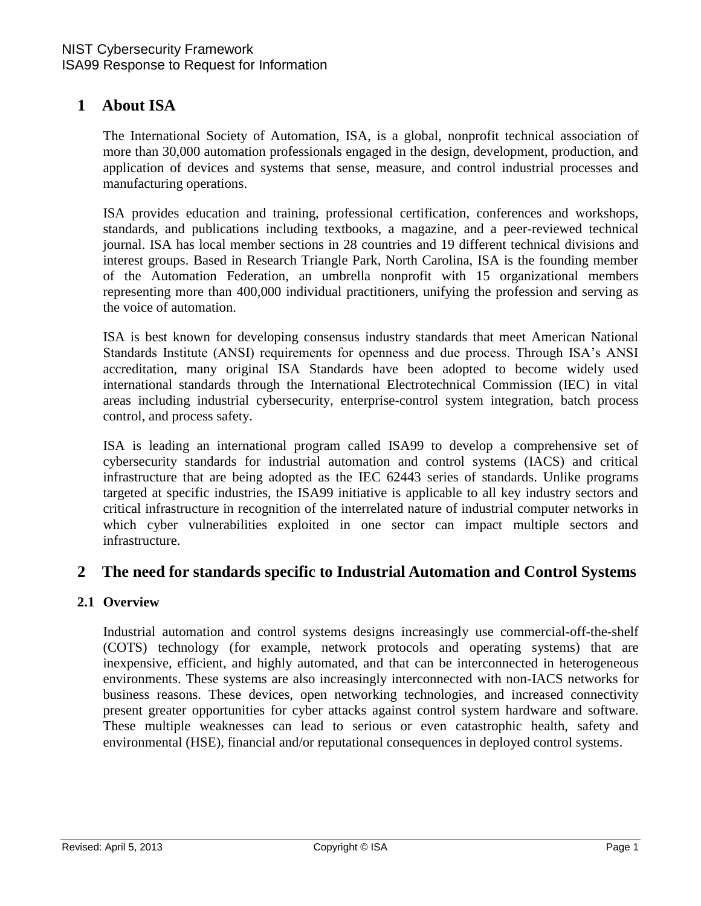# 1 About ISA

The International Society of Automation, ISA, is a global, nonprofit technical association of more than 30,000 automation professionals engaged in the design, development, production, and application of devices and systems that sense, measure, and control industrial processes and manufacturing operations.

ISA provides education and training, professional certification, conferences and workshops, standards, and publications including textbooks, a magazine, and a peer-reviewed technical journal. ISA has local member sections in 28 countries and 19 different technical divisions and interest groups. Based in Research Triangle Park, North Carolina, ISA is the founding member of the Automation Federation, an umbrella nonprofit with 15 organizational members representing more than 400,000 individual practitioners, unifying the profession and serving as the voice of automation.

ISA is best known for developing consensus industry standards that meet American National Standards Institute (ANSI) requirements for openness and due process. Through ISA's ANSI accreditation, many original ISA Standards have been adopted to become widely used international standards through the International Electrotechnical Commission (IEC) in vital areas including industrial cybersecurity, enterprise-control system integration, batch process control, and process safety.

ISA is leading an international program called ISA99 to develop a comprehensive set of cybersecurity standards for industrial automation and control systems (IACS) and critical infrastructure that are being adopted as the IEC 62443 series of standards. Unlike programs targeted at specific industries, the ISA99 initiative is applicable to all key industry sectors and critical infrastructure in recognition of the interrelated nature of industrial computer networks in which cyber vulnerabilities exploited in one sector can impact multiple sectors and infrastructure.

# 2 The need for standards specific to Industrial Automation and Control Systems

## 2.1 Overview

Industrial automation and control systems designs increasingly use commercial-off-the-shelf (COTS) technology (for example, network protocols and operating systems) that are inexpensive, efficient, and highly automated, and that can be interconnected in heterogeneous environments. These systems are also increasingly interconnected with non-IACS networks for business reasons. These devices, open networking technologies, and increased connectivity present greater opportunities for cyber attacks against control system hardware and software. These multiple weaknesses can lead to serious or even catastrophic health, safety and environmental (HSE), financial and/or reputational consequences in deployed control systems.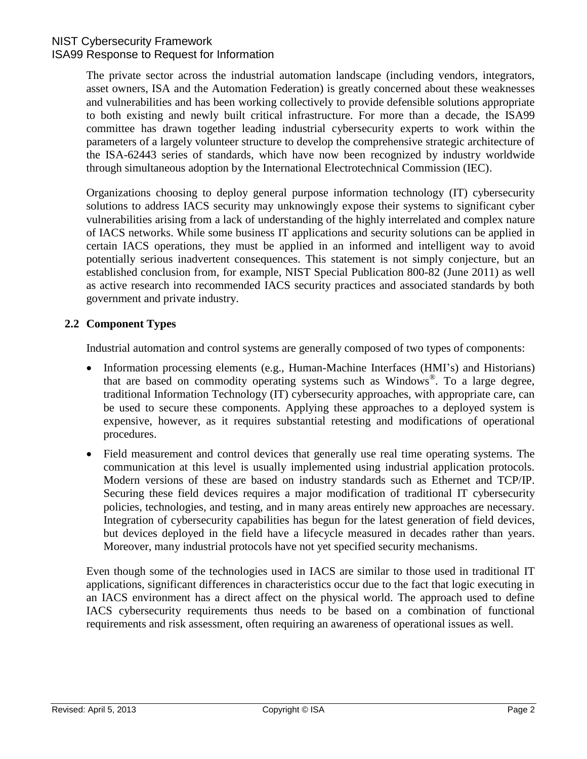The private sector across the industrial automation landscape (including vendors, integrators, asset owners, ISA and the Automation Federation) is greatly concerned about these weaknesses and vulnerabilities and has been working collectively to provide defensible solutions appropriate to both existing and newly built critical infrastructure. For more than a decade, the ISA99 committee has drawn together leading industrial cybersecurity experts to work within the parameters of a largely volunteer structure to develop the comprehensive strategic architecture of the ISA-62443 series of standards, which have now been recognized by industry worldwide through simultaneous adoption by the International Electrotechnical Commission (IEC).

Organizations choosing to deploy general purpose information technology (IT) cybersecurity solutions to address IACS security may unknowingly expose their systems to significant cyber vulnerabilities arising from a lack of understanding of the highly interrelated and complex nature of IACS networks. While some business IT applications and security solutions can be applied in certain IACS operations, they must be applied in an informed and intelligent way to avoid potentially serious inadvertent consequences. This statement is not simply conjecture, but an established conclusion from, for example, NIST Special Publication 800-82 (June 2011) as well as active research into recommended IACS security practices and associated standards by both government and private industry.

## 2.2 Component Types

Industrial automation and control systems are generally composed of two types of components:

- Information processing elements (e.g., Human-Machine Interfaces (HMI's) and Historians) that are based on commodity operating systems such as Windows®. To a large degree, traditional Information Technology (IT) cybersecurity approaches, with appropriate care, can be used to secure these components. Applying these approaches to a deployed system is expensive, however, as it requires substantial retesting and modifications of operational procedures.
- Field measurement and control devices that generally use real time operating systems. The communication at this level is usually implemented using industrial application protocols. Modern versions of these are based on industry standards such as Ethernet and TCP/IP. Securing these field devices requires a major modification of traditional IT cybersecurity policies, technologies, and testing, and in many areas entirely new approaches are necessary. Integration of cybersecurity capabilities has begun for the latest generation of field devices, but devices deployed in the field have a lifecycle measured in decades rather than years. Moreover, many industrial protocols have not yet specified security mechanisms.

Even though some of the technologies used in IACS are similar to those used in traditional IT applications, significant differences in characteristics occur due to the fact that logic executing in an IACS environment has a direct affect on the physical world. The approach used to define IACS cybersecurity requirements thus needs to be based on a combination of functional requirements and risk assessment, often requiring an awareness of operational issues as well.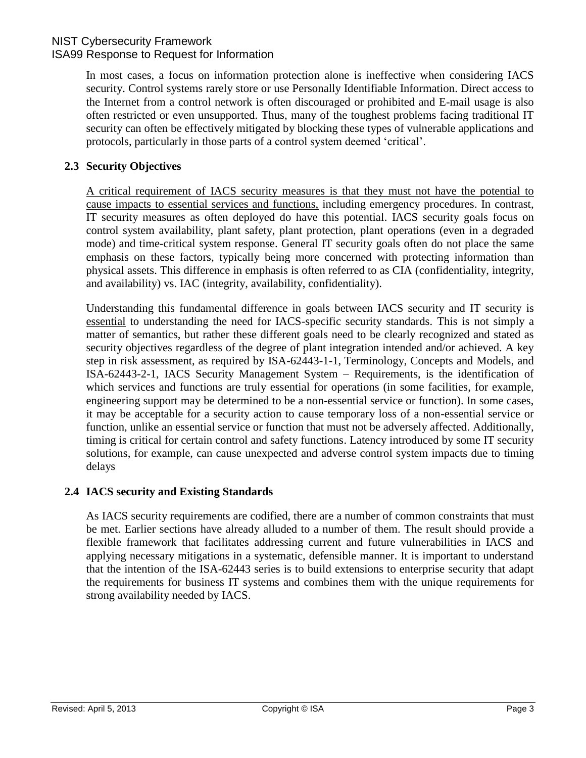In most cases, a focus on information protection alone is ineffective when considering IACS security. Control systems rarely store or use Personally Identifiable Information. Direct access to the Internet from a control network is often discouraged or prohibited and E-mail usage is also often restricted or even unsupported. Thus, many of the toughest problems facing traditional IT security can often be effectively mitigated by blocking these types of vulnerable applications and protocols, particularly in those parts of a control system deemed 'critical'.

## 2.3 Security Objectives

<u>A critical requirement of IACS security measures is that they must not have the potential to cause impacts to essential services and functions,</u> including emergency procedures. In contrast, IT security measures as often deployed do have this potential. IACS security goals focus on control system availability, plant safety, plant protection, plant operations (even in a degraded mode) and time-critical system response. General IT security goals often do not place the same emphasis on these factors, typically being more concerned with protecting information than physical assets. This difference in emphasis is often referred to as CIA (confidentiality, integrity, and availability) vs. IAC (integrity, availability, confidentiality).

Understanding this fundamental difference in goals between IACS security and IT security is <u>essential</u> to understanding the need for IACS-specific security standards. This is not simply a matter of semantics, but rather these different goals need to be clearly recognized and stated as security objectives regardless of the degree of plant integration intended and/or achieved. A key step in risk assessment, as required by ISA-62443-1-1, Terminology, Concepts and Models, and ISA-62443-2-1, IACS Security Management System – Requirements, is the identification of which services and functions are truly essential for operations (in some facilities, for example, engineering support may be determined to be a non-essential service or function). In some cases, it may be acceptable for a security action to cause temporary loss of a non-essential service or function, unlike an essential service or function that must not be adversely affected. Additionally, timing is critical for certain control and safety functions. Latency introduced by some IT security solutions, for example, can cause unexpected and adverse control system impacts due to timing delays

## 2.4 IACS security and Existing Standards

As IACS security requirements are codified, there are a number of common constraints that must be met. Earlier sections have already alluded to a number of them. The result should provide a flexible framework that facilitates addressing current and future vulnerabilities in IACS and applying necessary mitigations in a systematic, defensible manner. It is important to understand that the intention of the ISA-62443 series is to build extensions to enterprise security that adapt the requirements for business IT systems and combines them with the unique requirements for strong availability needed by IACS.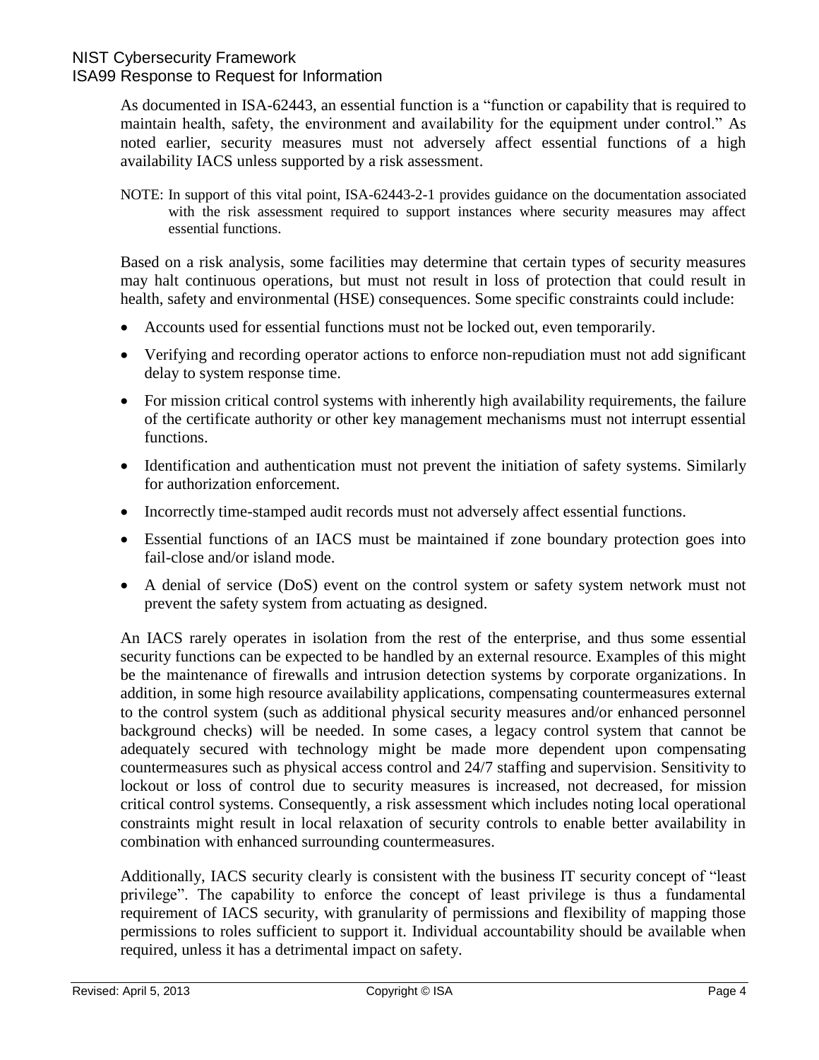As documented in ISA-62443, an essential function is a "function or capability that is required to maintain health, safety, the environment and availability for the equipment under control." As noted earlier, security measures must not adversely affect essential functions of a high availability IACS unless supported by a risk assessment.

NOTE: In support of this vital point, ISA-62443-2-1 provides guidance on the documentation associated with the risk assessment required to support instances where security measures may affect essential functions.

Based on a risk analysis, some facilities may determine that certain types of security measures may halt continuous operations, but must not result in loss of protection that could result in health, safety and environmental (HSE) consequences. Some specific constraints could include:

- Accounts used for essential functions must not be locked out, even temporarily.
- Verifying and recording operator actions to enforce non-repudiation must not add significant delay to system response time.
- For mission critical control systems with inherently high availability requirements, the failure of the certificate authority or other key management mechanisms must not interrupt essential functions.
- Identification and authentication must not prevent the initiation of safety systems. Similarly for authorization enforcement.
- Incorrectly time-stamped audit records must not adversely affect essential functions.
- Essential functions of an IACS must be maintained if zone boundary protection goes into fail-close and/or island mode.
- A denial of service (DoS) event on the control system or safety system network must not prevent the safety system from actuating as designed.

An IACS rarely operates in isolation from the rest of the enterprise, and thus some essential security functions can be expected to be handled by an external resource. Examples of this might be the maintenance of firewalls and intrusion detection systems by corporate organizations. In addition, in some high resource availability applications, compensating countermeasures external to the control system (such as additional physical security measures and/or enhanced personnel background checks) will be needed. In some cases, a legacy control system that cannot be adequately secured with technology might be made more dependent upon compensating countermeasures such as physical access control and 24/7 staffing and supervision. Sensitivity to lockout or loss of control due to security measures is increased, not decreased, for mission critical control systems. Consequently, a risk assessment which includes noting local operational constraints might result in local relaxation of security controls to enable better availability in combination with enhanced surrounding countermeasures.

Additionally, IACS security clearly is consistent with the business IT security concept of "least privilege". The capability to enforce the concept of least privilege is thus a fundamental requirement of IACS security, with granularity of permissions and flexibility of mapping those permissions to roles sufficient to support it. Individual accountability should be available when required, unless it has a detrimental impact on safety.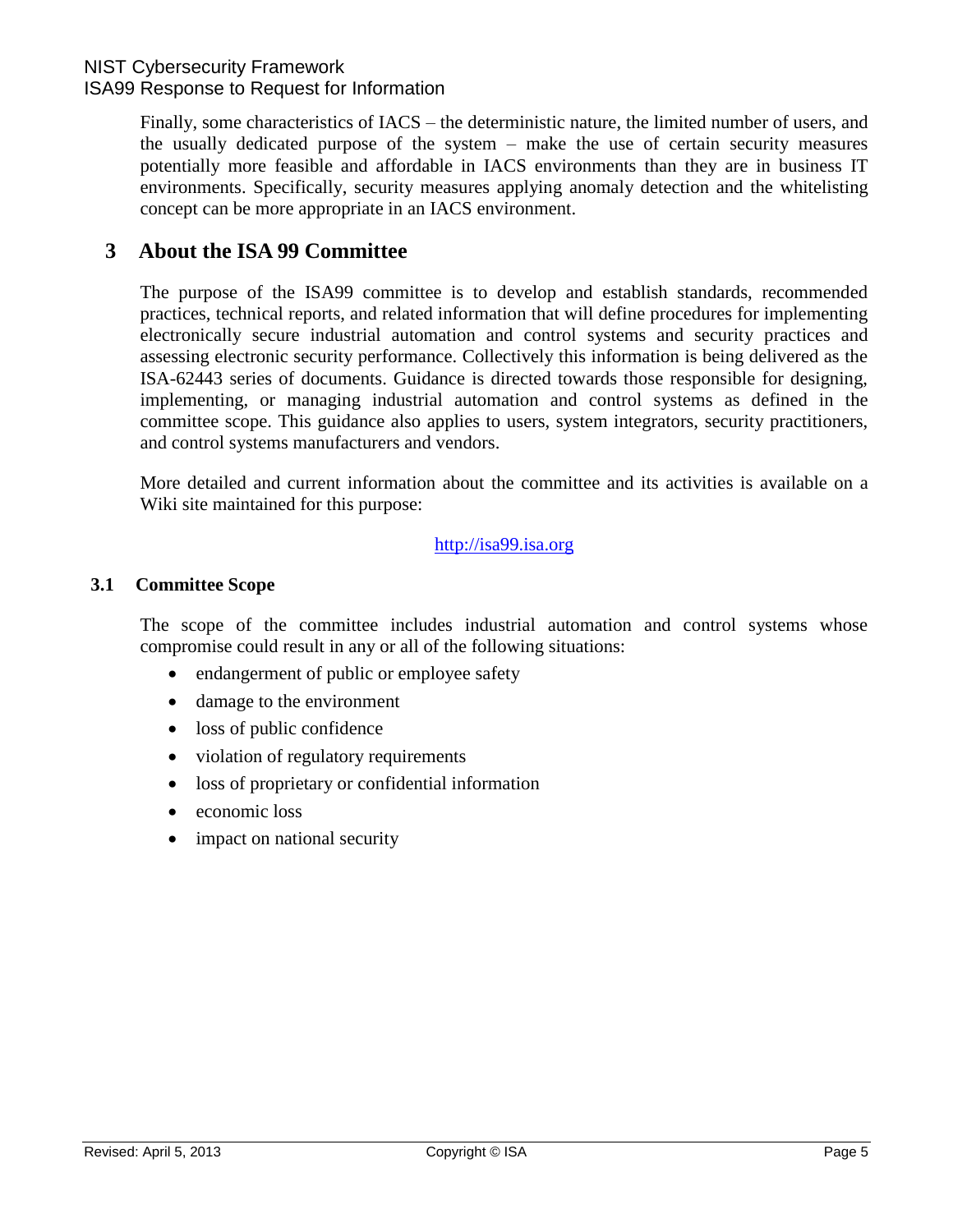Finally, some characteristics of IACS – the deterministic nature, the limited number of users, and the usually dedicated purpose of the system – make the use of certain security measures potentially more feasible and affordable in IACS environments than they are in business IT environments. Specifically, security measures applying anomaly detection and the whitelisting concept can be more appropriate in an IACS environment.

# 3 About the ISA 99 Committee

The purpose of the ISA99 committee is to develop and establish standards, recommended practices, technical reports, and related information that will define procedures for implementing electronically secure industrial automation and control systems and security practices and assessing electronic security performance. Collectively this information is being delivered as the ISA-62443 series of documents. Guidance is directed towards those responsible for designing, implementing, or managing industrial automation and control systems as defined in the committee scope. This guidance also applies to users, system integrators, security practitioners, and control systems manufacturers and vendors.

More detailed and current information about the committee and its activities is available on a Wiki site maintained for this purpose:

http://isa99.isa.org

## 3.1 Committee Scope

The scope of the committee includes industrial automation and control systems whose compromise could result in any or all of the following situations:

- endangerment of public or employee safety
- damage to the environment
- loss of public confidence
- violation of regulatory requirements
- loss of proprietary or confidential information
- economic loss
- impact on national security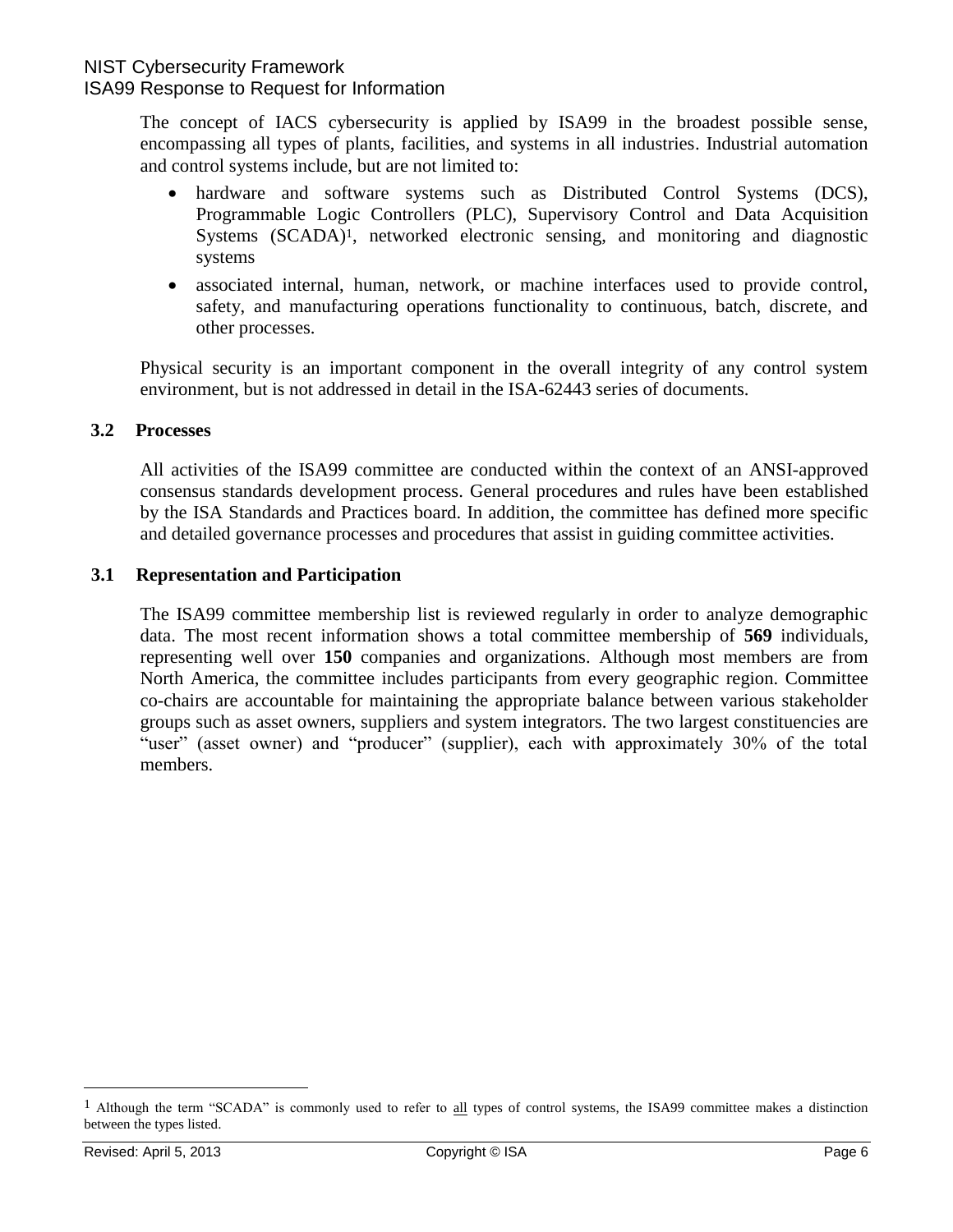The concept of IACS cybersecurity is applied by ISA99 in the broadest possible sense, encompassing all types of plants, facilities, and systems in all industries. Industrial automation and control systems include, but are not limited to:

- hardware and software systems such as Distributed Control Systems (DCS), Programmable Logic Controllers (PLC), Supervisory Control and Data Acquisition Systems (SCADA)[1], networked electronic sensing, and monitoring and diagnostic systems
- associated internal, human, network, or machine interfaces used to provide control, safety, and manufacturing operations functionality to continuous, batch, discrete, and other processes.

Physical security is an important component in the overall integrity of any control system environment, but is not addressed in detail in the ISA-62443 series of documents.

### 3.2 Processes

All activities of the ISA99 committee are conducted within the context of an ANSI-approved consensus standards development process. General procedures and rules have been established by the ISA Standards and Practices board. In addition, the committee has defined more specific and detailed governance processes and procedures that assist in guiding committee activities.

### 3.1 Representation and Participation

The ISA99 committee membership list is reviewed regularly in order to analyze demographic data. The most recent information shows a total committee membership of **569** individuals, representing well over **150** companies and organizations. Although most members are from North America, the committee includes participants from every geographic region. Committee co-chairs are accountable for maintaining the appropriate balance between various stakeholder groups such as asset owners, suppliers and system integrators. The two largest constituencies are "user" (asset owner) and "producer" (supplier), each with approximately 30% of the total members.

---

[1] Although the term "SCADA" is commonly used to refer to all types of control systems, the ISA99 committee makes a distinction between the types listed.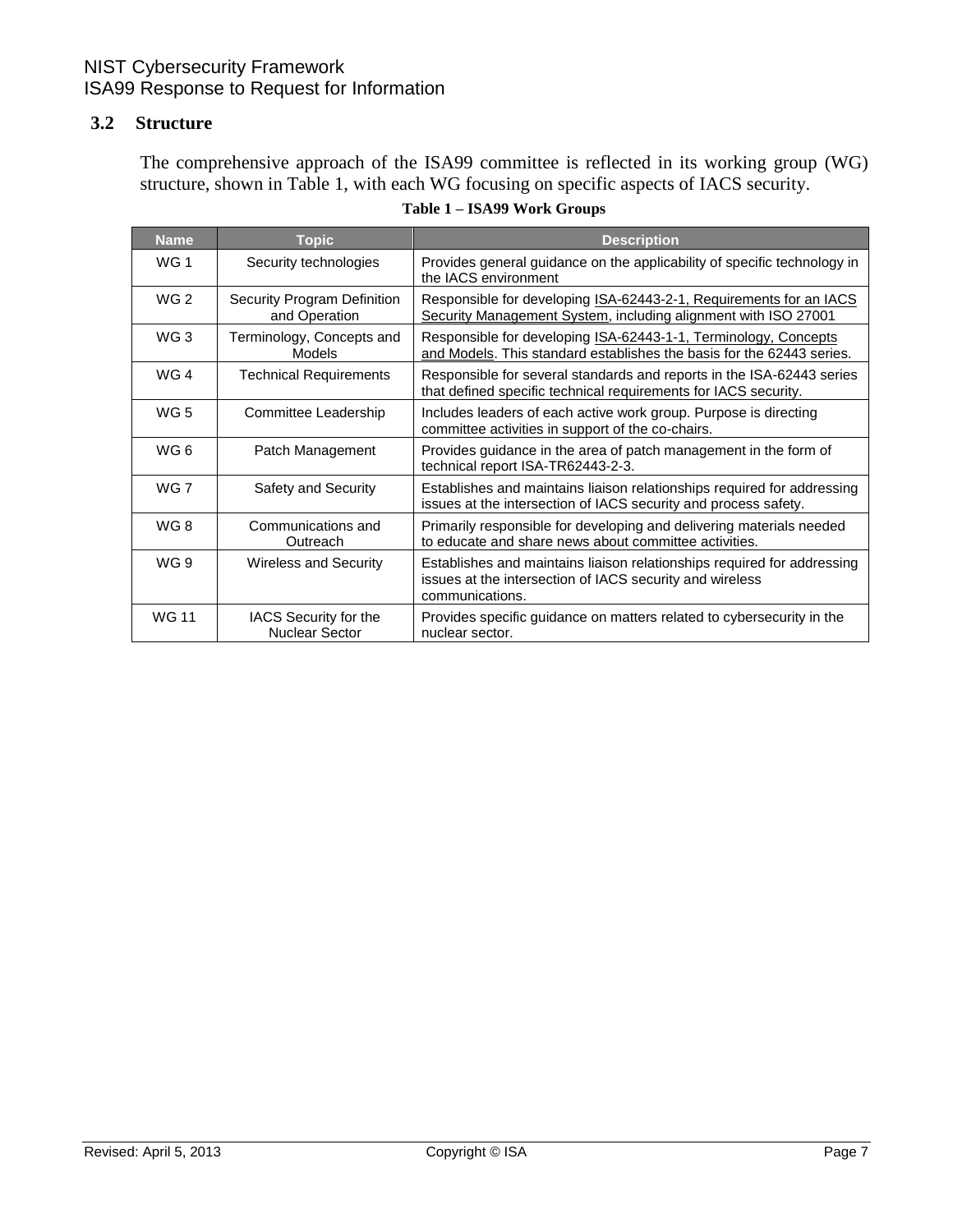### 3.2 Structure

The comprehensive approach of the ISA99 committee is reflected in its working group (WG) structure, shown in Table 1, with each WG focusing on specific aspects of IACS security.

**Table 1 – ISA99 Work Groups**

| Name | Topic | Description |
|---|---|---|
| WG 1 | Security technologies | Provides general guidance on the applicability of specific technology in the IACS environment |
| WG 2 | Security Program Definition and Operation | Responsible for developing ISA-62443-2-1, Requirements for an IACS Security Management System, including alignment with ISO 27001 |
| WG 3 | Terminology, Concepts and Models | Responsible for developing ISA-62443-1-1, Terminology, Concepts and Models. This standard establishes the basis for the 62443 series. |
| WG 4 | Technical Requirements | Responsible for several standards and reports in the ISA-62443 series that defined specific technical requirements for IACS security. |
| WG 5 | Committee Leadership | Includes leaders of each active work group. Purpose is directing committee activities in support of the co-chairs. |
| WG 6 | Patch Management | Provides guidance in the area of patch management in the form of technical report ISA-TR62443-2-3. |
| WG 7 | Safety and Security | Establishes and maintains liaison relationships required for addressing issues at the intersection of IACS security and process safety. |
| WG 8 | Communications and Outreach | Primarily responsible for developing and delivering materials needed to educate and share news about committee activities. |
| WG 9 | Wireless and Security | Establishes and maintains liaison relationships required for addressing issues at the intersection of IACS security and wireless communications. |
| WG 11 | IACS Security for the Nuclear Sector | Provides specific guidance on matters related to cybersecurity in the nuclear sector. |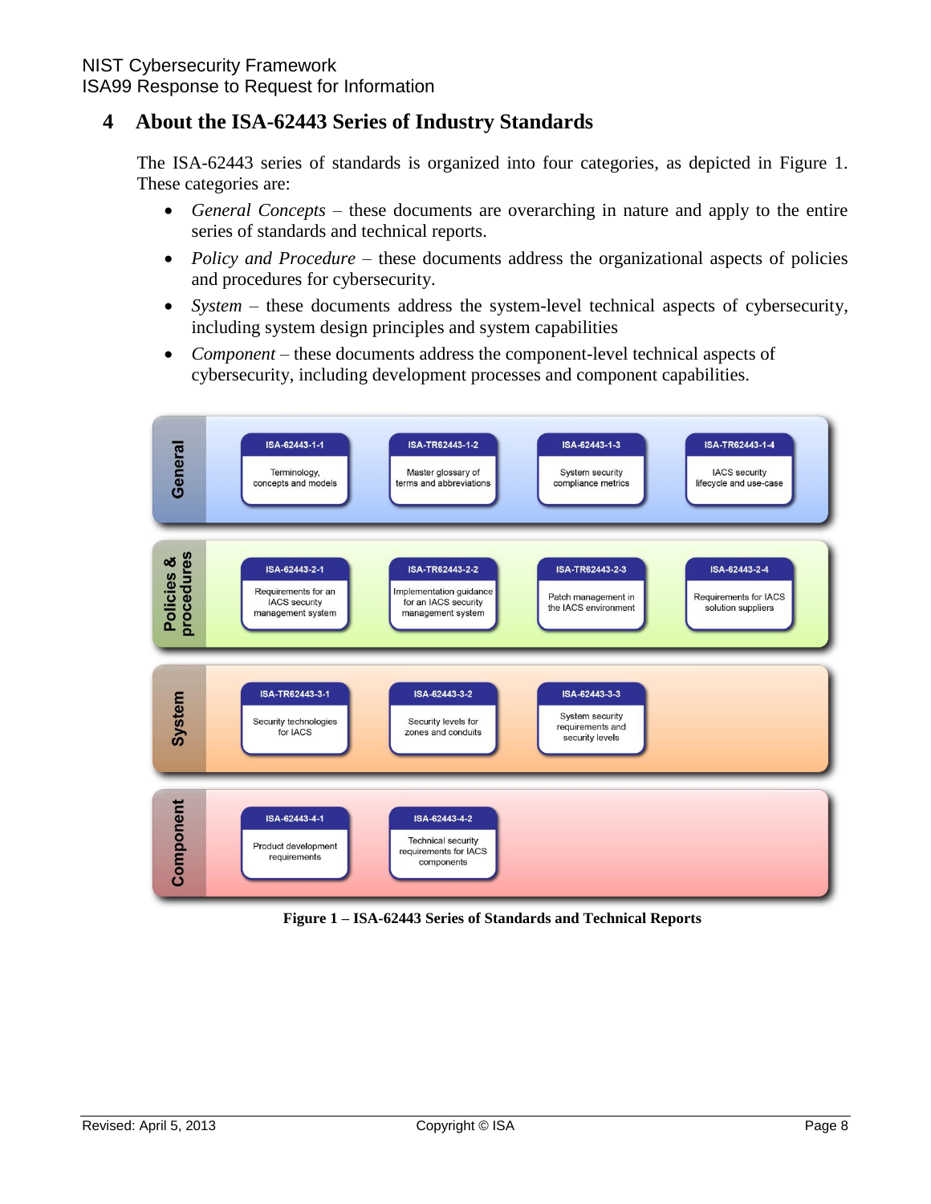## 4 About the ISA-62443 Series of Industry Standards

The ISA-62443 series of standards is organized into four categories, as depicted in Figure 1. These categories are:

- *General Concepts* – these documents are overarching in nature and apply to the entire series of standards and technical reports.
- *Policy and Procedure* – these documents address the organizational aspects of policies and procedures for cybersecurity.
- *System* – these documents address the system-level technical aspects of cybersecurity, including system design principles and system capabilities
- *Component* – these documents address the component-level technical aspects of cybersecurity, including development processes and component capabilities.

| Category | | | | |
|---|---|---|---|---|
| General | ISA-62443-1-1 Terminology, concepts and models | ISA-TR62443-1-2 Master glossary of terms and abbreviations | ISA-62443-1-3 System security compliance metrics | ISA-TR62443-1-4 IACS security lifecycle and use-case |
| Policies & procedures | ISA-62443-2-1 Requirements for an IACS security management system | ISA-TR62443-2-2 Implementation guidance for an IACS security management system | ISA-TR62443-2-3 Patch management in the IACS environment | ISA-62443-2-4 Requirements for IACS solution suppliers |
| System | ISA-TR62443-3-1 Security technologies for IACS | ISA-62443-3-2 Security levels for zones and conduits | ISA-62443-3-3 System security requirements and security levels | |
| Component | ISA-62443-4-1 Product development requirements | ISA-62443-4-2 Technical security requirements for IACS components | | |

**Figure 1 – ISA-62443 Series of Standards and Technical Reports**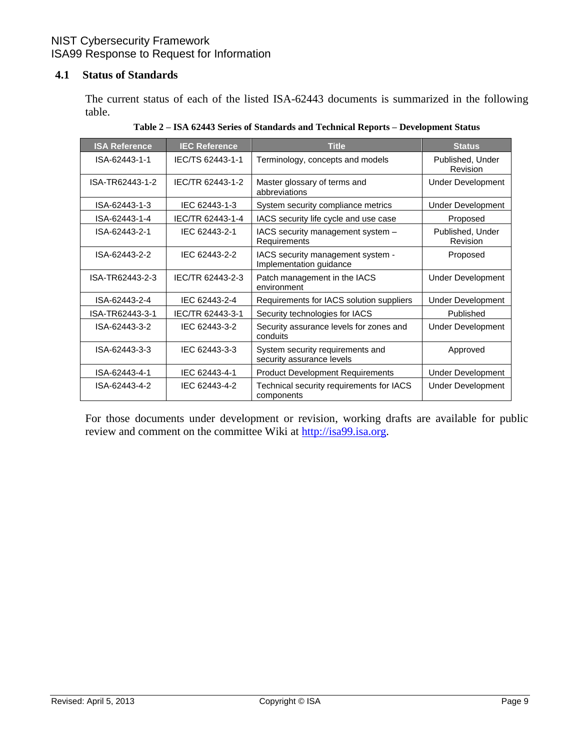### 4.1 Status of Standards

The current status of each of the listed ISA-62443 documents is summarized in the following table.

**Table 2 – ISA 62443 Series of Standards and Technical Reports – Development Status**

| ISA Reference | IEC Reference | Title | Status |
|---|---|---|---|
| ISA-62443-1-1 | IEC/TS 62443-1-1 | Terminology, concepts and models | Published, Under Revision |
| ISA-TR62443-1-2 | IEC/TR 62443-1-2 | Master glossary of terms and abbreviations | Under Development |
| ISA-62443-1-3 | IEC 62443-1-3 | System security compliance metrics | Under Development |
| ISA-62443-1-4 | IEC/TR 62443-1-4 | IACS security life cycle and use case | Proposed |
| ISA-62443-2-1 | IEC 62443-2-1 | IACS security management system – Requirements | Published, Under Revision |
| ISA-62443-2-2 | IEC 62443-2-2 | IACS security management system - Implementation guidance | Proposed |
| ISA-TR62443-2-3 | IEC/TR 62443-2-3 | Patch management in the IACS environment | Under Development |
| ISA-62443-2-4 | IEC 62443-2-4 | Requirements for IACS solution suppliers | Under Development |
| ISA-TR62443-3-1 | IEC/TR 62443-3-1 | Security technologies for IACS | Published |
| ISA-62443-3-2 | IEC 62443-3-2 | Security assurance levels for zones and conduits | Under Development |
| ISA-62443-3-3 | IEC 62443-3-3 | System security requirements and security assurance levels | Approved |
| ISA-62443-4-1 | IEC 62443-4-1 | Product Development Requirements | Under Development |
| ISA-62443-4-2 | IEC 62443-4-2 | Technical security requirements for IACS components | Under Development |

For those documents under development or revision, working drafts are available for public review and comment on the committee Wiki at http://isa99.isa.org.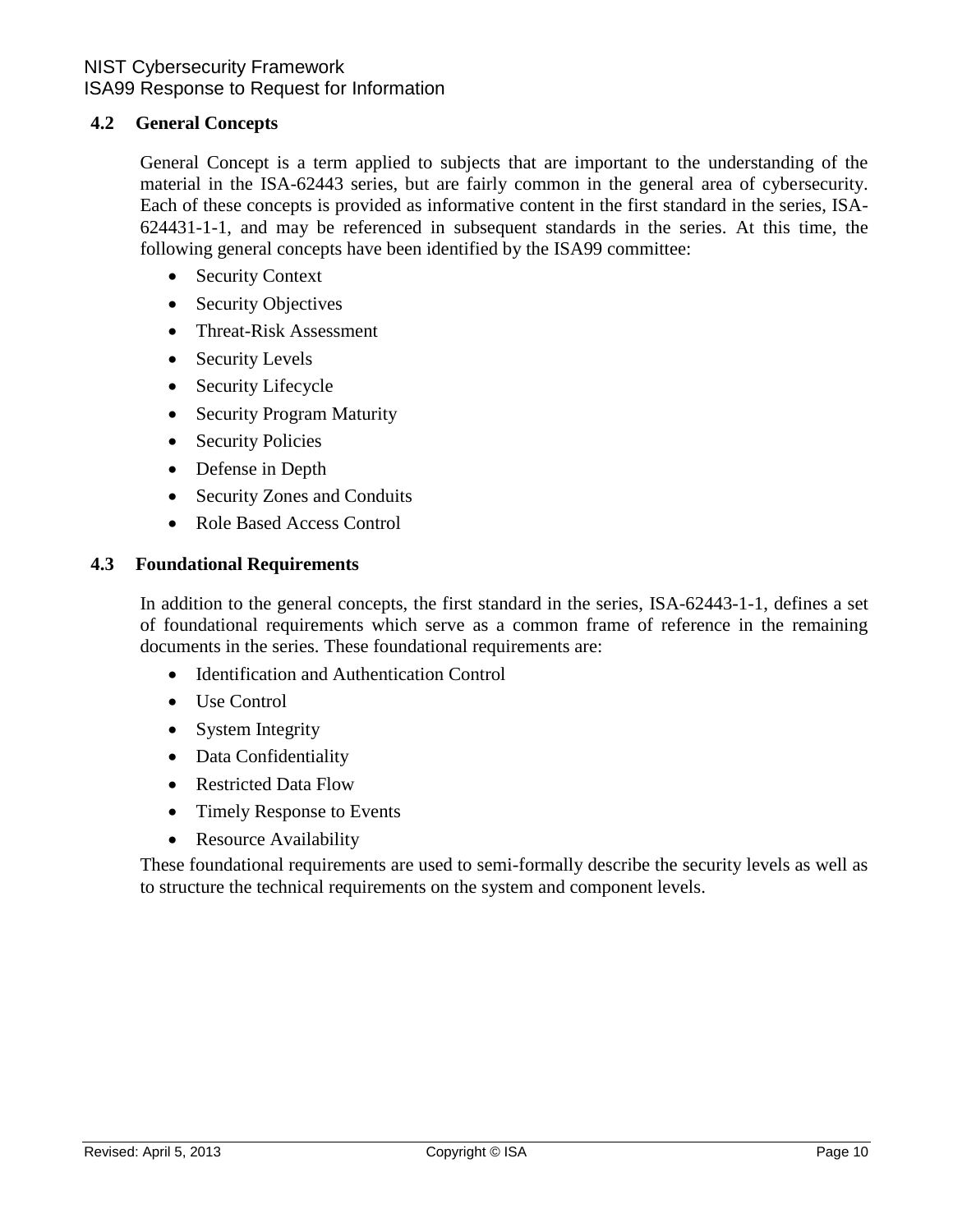## 4.2 General Concepts

General Concept is a term applied to subjects that are important to the understanding of the material in the ISA-62443 series, but are fairly common in the general area of cybersecurity. Each of these concepts is provided as informative content in the first standard in the series, ISA-624431-1-1, and may be referenced in subsequent standards in the series. At this time, the following general concepts have been identified by the ISA99 committee:

- Security Context
- Security Objectives
- Threat-Risk Assessment
- Security Levels
- Security Lifecycle
- Security Program Maturity
- Security Policies
- Defense in Depth
- Security Zones and Conduits
- Role Based Access Control

## 4.3 Foundational Requirements

In addition to the general concepts, the first standard in the series, ISA-62443-1-1, defines a set of foundational requirements which serve as a common frame of reference in the remaining documents in the series. These foundational requirements are:

- Identification and Authentication Control
- Use Control
- System Integrity
- Data Confidentiality
- Restricted Data Flow
- Timely Response to Events
- Resource Availability

These foundational requirements are used to semi-formally describe the security levels as well as to structure the technical requirements on the system and component levels.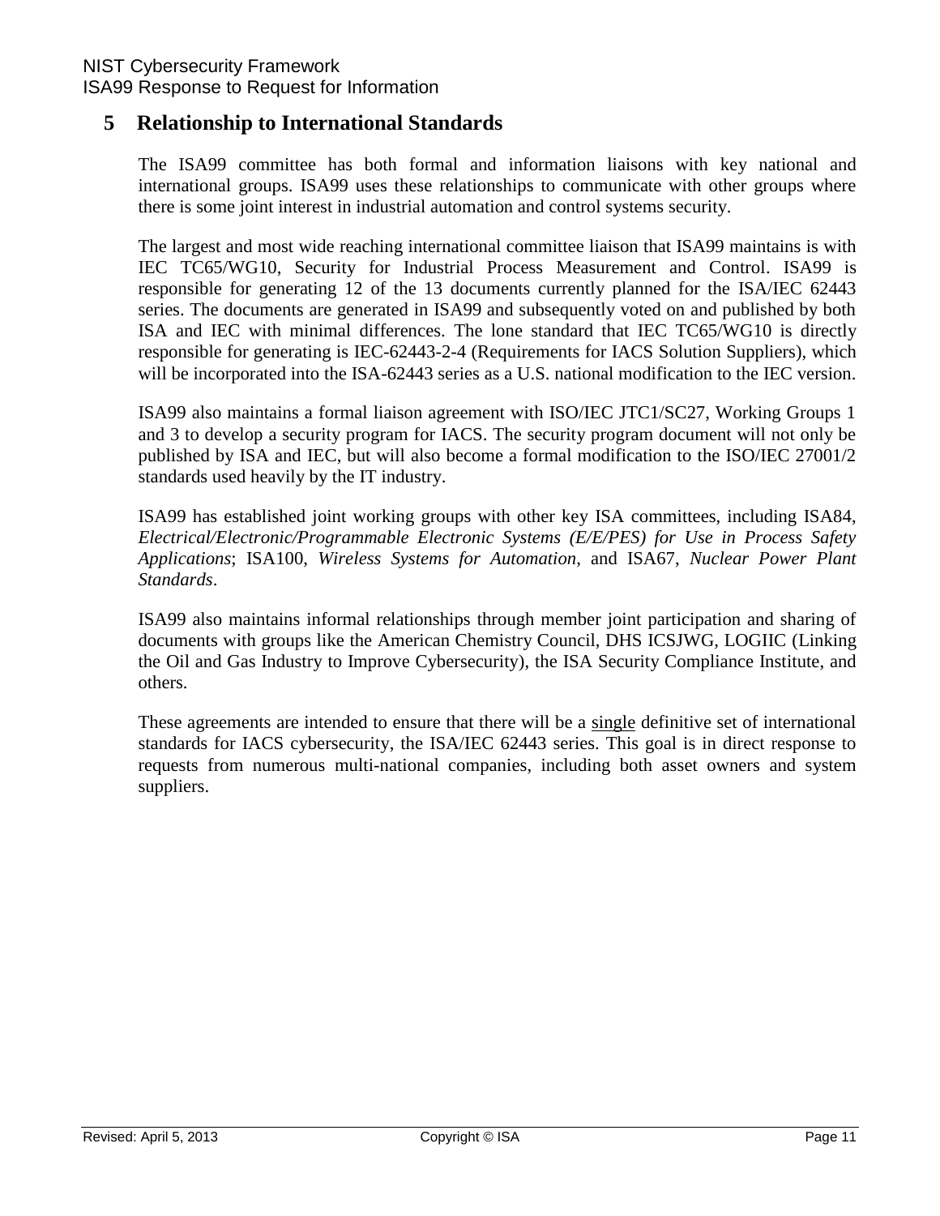# 5 Relationship to International Standards

The ISA99 committee has both formal and information liaisons with key national and international groups. ISA99 uses these relationships to communicate with other groups where there is some joint interest in industrial automation and control systems security.

The largest and most wide reaching international committee liaison that ISA99 maintains is with IEC TC65/WG10, Security for Industrial Process Measurement and Control. ISA99 is responsible for generating 12 of the 13 documents currently planned for the ISA/IEC 62443 series. The documents are generated in ISA99 and subsequently voted on and published by both ISA and IEC with minimal differences. The lone standard that IEC TC65/WG10 is directly responsible for generating is IEC-62443-2-4 (Requirements for IACS Solution Suppliers), which will be incorporated into the ISA-62443 series as a U.S. national modification to the IEC version.

ISA99 also maintains a formal liaison agreement with ISO/IEC JTC1/SC27, Working Groups 1 and 3 to develop a security program for IACS. The security program document will not only be published by ISA and IEC, but will also become a formal modification to the ISO/IEC 27001/2 standards used heavily by the IT industry.

ISA99 has established joint working groups with other key ISA committees, including ISA84, *Electrical/Electronic/Programmable Electronic Systems (E/E/PES) for Use in Process Safety Applications*; ISA100, *Wireless Systems for Automation*, and ISA67, *Nuclear Power Plant Standards*.

ISA99 also maintains informal relationships through member joint participation and sharing of documents with groups like the American Chemistry Council, DHS ICSJWG, LOGIIC (Linking the Oil and Gas Industry to Improve Cybersecurity), the ISA Security Compliance Institute, and others.

These agreements are intended to ensure that there will be a <u>single</u> definitive set of international standards for IACS cybersecurity, the ISA/IEC 62443 series. This goal is in direct response to requests from numerous multi-national companies, including both asset owners and system suppliers.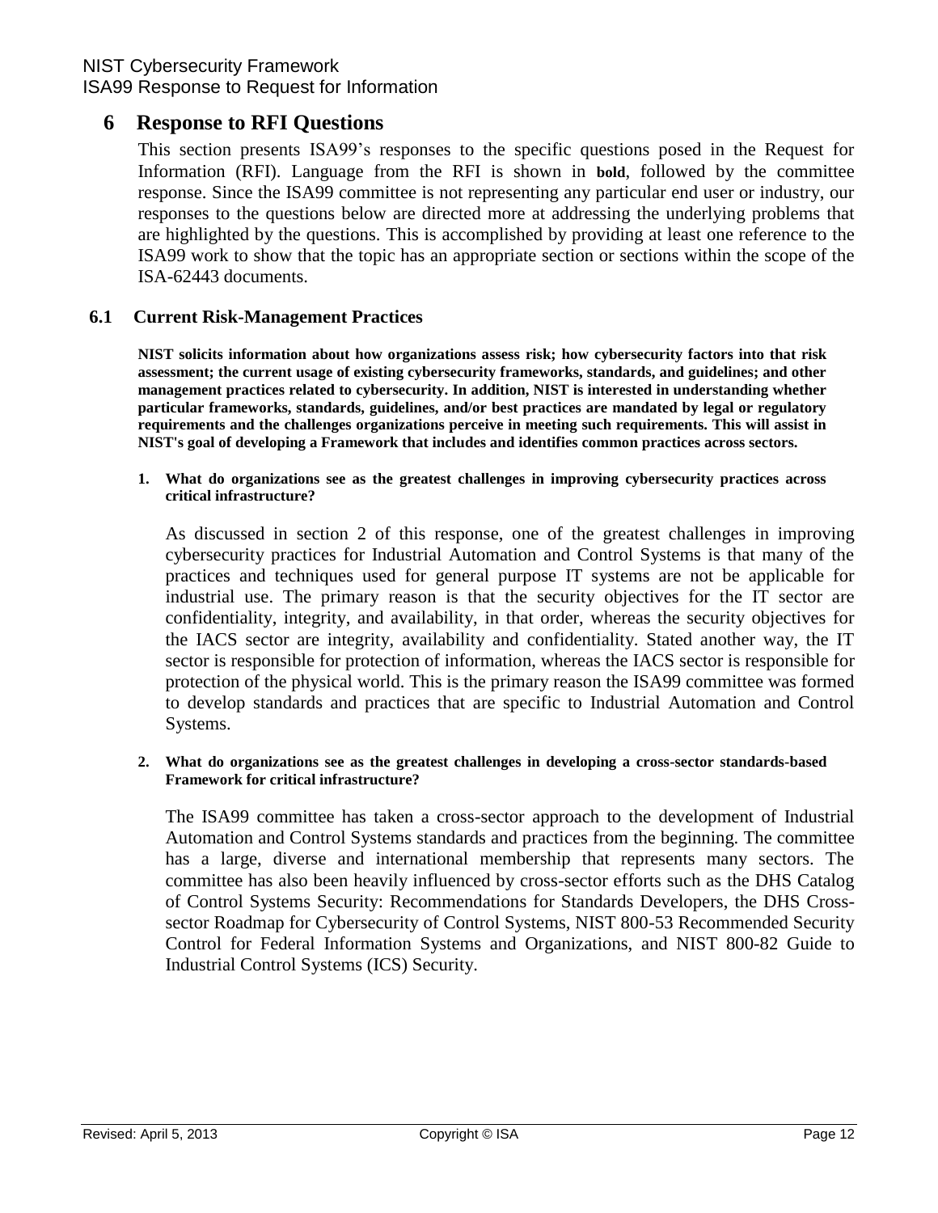# 6 Response to RFI Questions

This section presents ISA99's responses to the specific questions posed in the Request for Information (RFI). Language from the RFI is shown in **bold**, followed by the committee response. Since the ISA99 committee is not representing any particular end user or industry, our responses to the questions below are directed more at addressing the underlying problems that are highlighted by the questions. This is accomplished by providing at least one reference to the ISA99 work to show that the topic has an appropriate section or sections within the scope of the ISA-62443 documents.

## 6.1 Current Risk-Management Practices

**NIST solicits information about how organizations assess risk; how cybersecurity factors into that risk assessment; the current usage of existing cybersecurity frameworks, standards, and guidelines; and other management practices related to cybersecurity. In addition, NIST is interested in understanding whether particular frameworks, standards, guidelines, and/or best practices are mandated by legal or regulatory requirements and the challenges organizations perceive in meeting such requirements. This will assist in NIST's goal of developing a Framework that includes and identifies common practices across sectors.**

1. **What do organizations see as the greatest challenges in improving cybersecurity practices across critical infrastructure?**

As discussed in section 2 of this response, one of the greatest challenges in improving cybersecurity practices for Industrial Automation and Control Systems is that many of the practices and techniques used for general purpose IT systems are not be applicable for industrial use. The primary reason is that the security objectives for the IT sector are confidentiality, integrity, and availability, in that order, whereas the security objectives for the IACS sector are integrity, availability and confidentiality. Stated another way, the IT sector is responsible for protection of information, whereas the IACS sector is responsible for protection of the physical world. This is the primary reason the ISA99 committee was formed to develop standards and practices that are specific to Industrial Automation and Control Systems.

2. **What do organizations see as the greatest challenges in developing a cross-sector standards-based Framework for critical infrastructure?**

The ISA99 committee has taken a cross-sector approach to the development of Industrial Automation and Control Systems standards and practices from the beginning. The committee has a large, diverse and international membership that represents many sectors. The committee has also been heavily influenced by cross-sector efforts such as the DHS Catalog of Control Systems Security: Recommendations for Standards Developers, the DHS Cross-sector Roadmap for Cybersecurity of Control Systems, NIST 800-53 Recommended Security Control for Federal Information Systems and Organizations, and NIST 800-82 Guide to Industrial Control Systems (ICS) Security.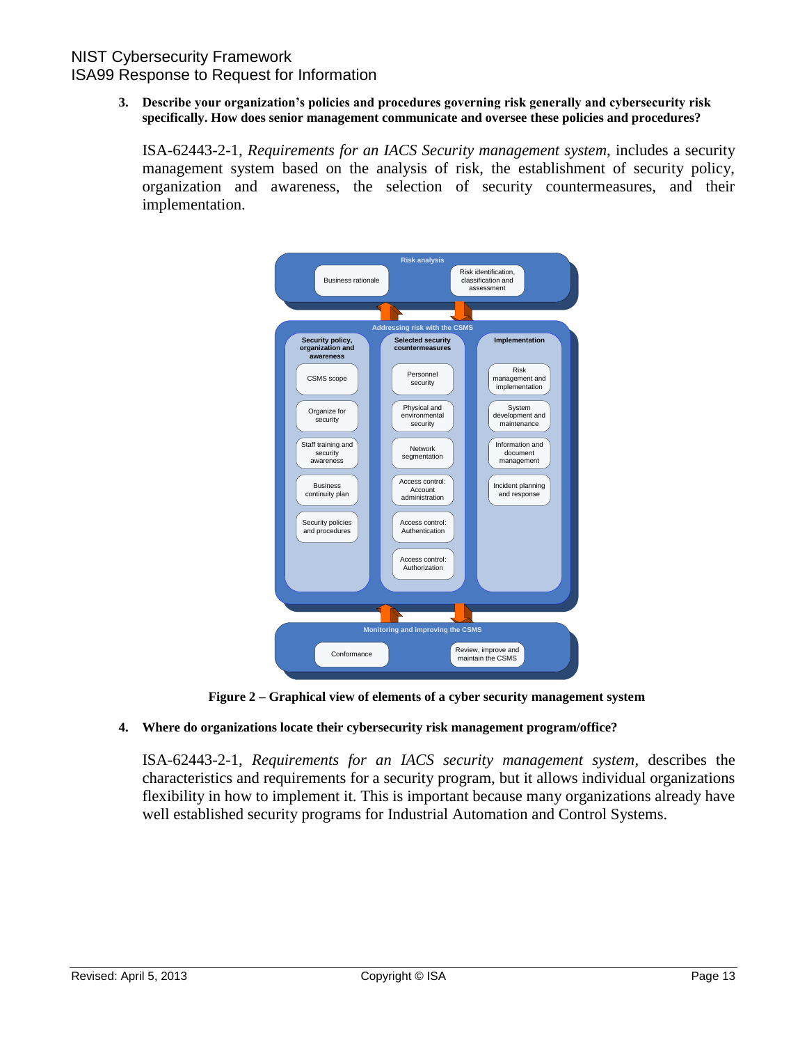3. **Describe your organization's policies and procedures governing risk generally and cybersecurity risk specifically. How does senior management communicate and oversee these policies and procedures?**

ISA-62443-2-1, *Requirements for an IACS Security management system*, includes a security management system based on the analysis of risk, the establishment of security policy, organization and awareness, the selection of security countermeasures, and their implementation.

**Risk analysis**
- Business rationale
- Risk identification, classification and assessment

**Addressing risk with the CSMS**

| Security policy, organization and awareness | Selected security countermeasures | Implementation |
| --- | --- | --- |
| CSMS scope | Personnel security | Risk management and implementation |
| Organize for security | Physical and environmental security | System development and maintenance |
| Staff training and security awareness | Network segmentation | Information and document management |
| Business continuity plan | Access control: Account administration | Incident planning and response |
| Security policies and procedures | Access control: Authentication | |
| | Access control: Authorization | |

**Monitoring and improving the CSMS**
- Conformance
- Review, improve and maintain the CSMS

**Figure 2 – Graphical view of elements of a cyber security management system**

4. **Where do organizations locate their cybersecurity risk management program/office?**

ISA-62443-2-1, *Requirements for an IACS security management system*, describes the characteristics and requirements for a security program, but it allows individual organizations flexibility in how to implement it. This is important because many organizations already have well established security programs for Industrial Automation and Control Systems.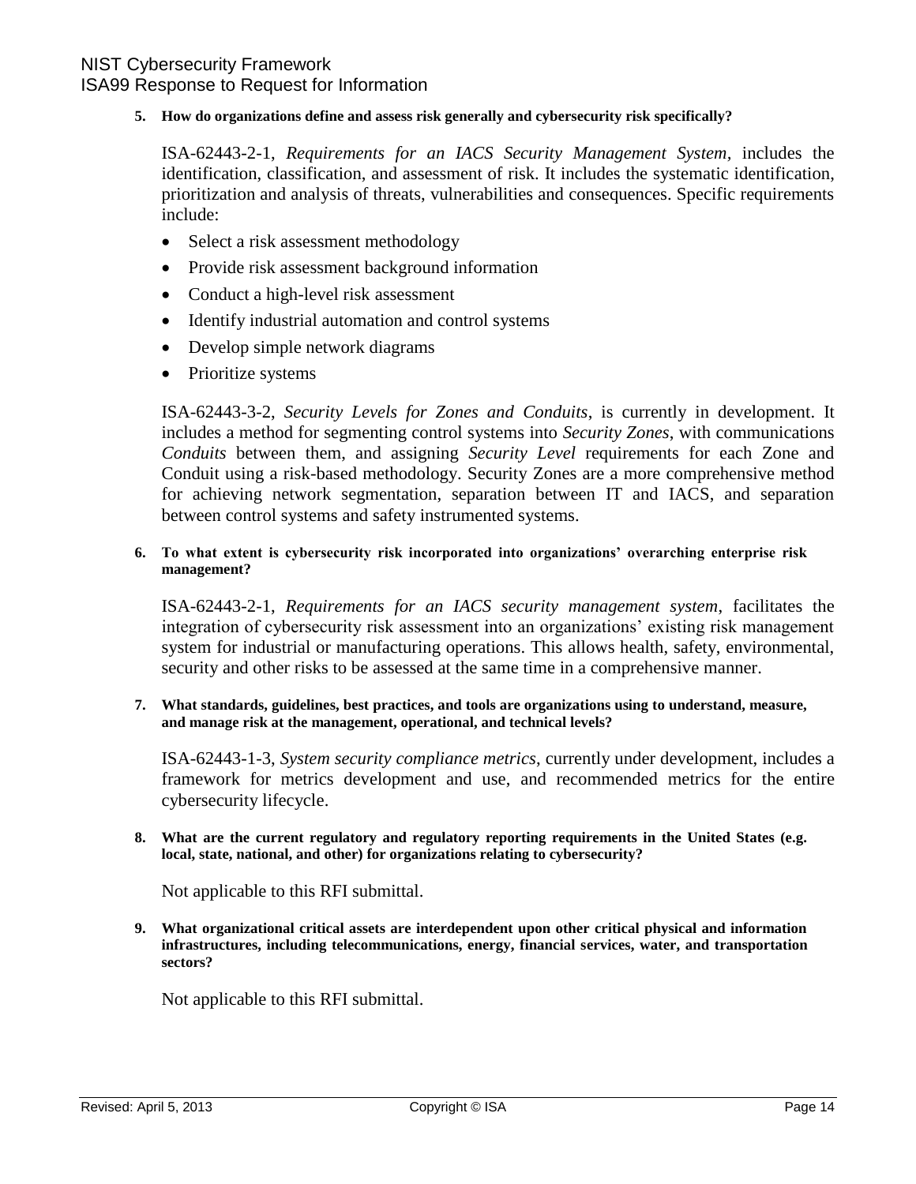**5. How do organizations define and assess risk generally and cybersecurity risk specifically?**

ISA-62443-2-1, *Requirements for an IACS Security Management System,* includes the identification, classification, and assessment of risk. It includes the systematic identification, prioritization and analysis of threats, vulnerabilities and consequences. Specific requirements include:

- Select a risk assessment methodology
- Provide risk assessment background information
- Conduct a high-level risk assessment
- Identify industrial automation and control systems
- Develop simple network diagrams
- Prioritize systems

ISA-62443-3-2, *Security Levels for Zones and Conduits*, is currently in development. It includes a method for segmenting control systems into *Security Zones*, with communications *Conduits* between them, and assigning *Security Level* requirements for each Zone and Conduit using a risk-based methodology. Security Zones are a more comprehensive method for achieving network segmentation, separation between IT and IACS, and separation between control systems and safety instrumented systems.

**6. To what extent is cybersecurity risk incorporated into organizations' overarching enterprise risk management?**

ISA-62443-2-1, *Requirements for an IACS security management system*, facilitates the integration of cybersecurity risk assessment into an organizations' existing risk management system for industrial or manufacturing operations. This allows health, safety, environmental, security and other risks to be assessed at the same time in a comprehensive manner.

**7. What standards, guidelines, best practices, and tools are organizations using to understand, measure, and manage risk at the management, operational, and technical levels?**

ISA-62443-1-3, *System security compliance metrics*, currently under development, includes a framework for metrics development and use, and recommended metrics for the entire cybersecurity lifecycle.

**8. What are the current regulatory and regulatory reporting requirements in the United States (e.g. local, state, national, and other) for organizations relating to cybersecurity?**

Not applicable to this RFI submittal.

**9. What organizational critical assets are interdependent upon other critical physical and information infrastructures, including telecommunications, energy, financial services, water, and transportation sectors?**

Not applicable to this RFI submittal.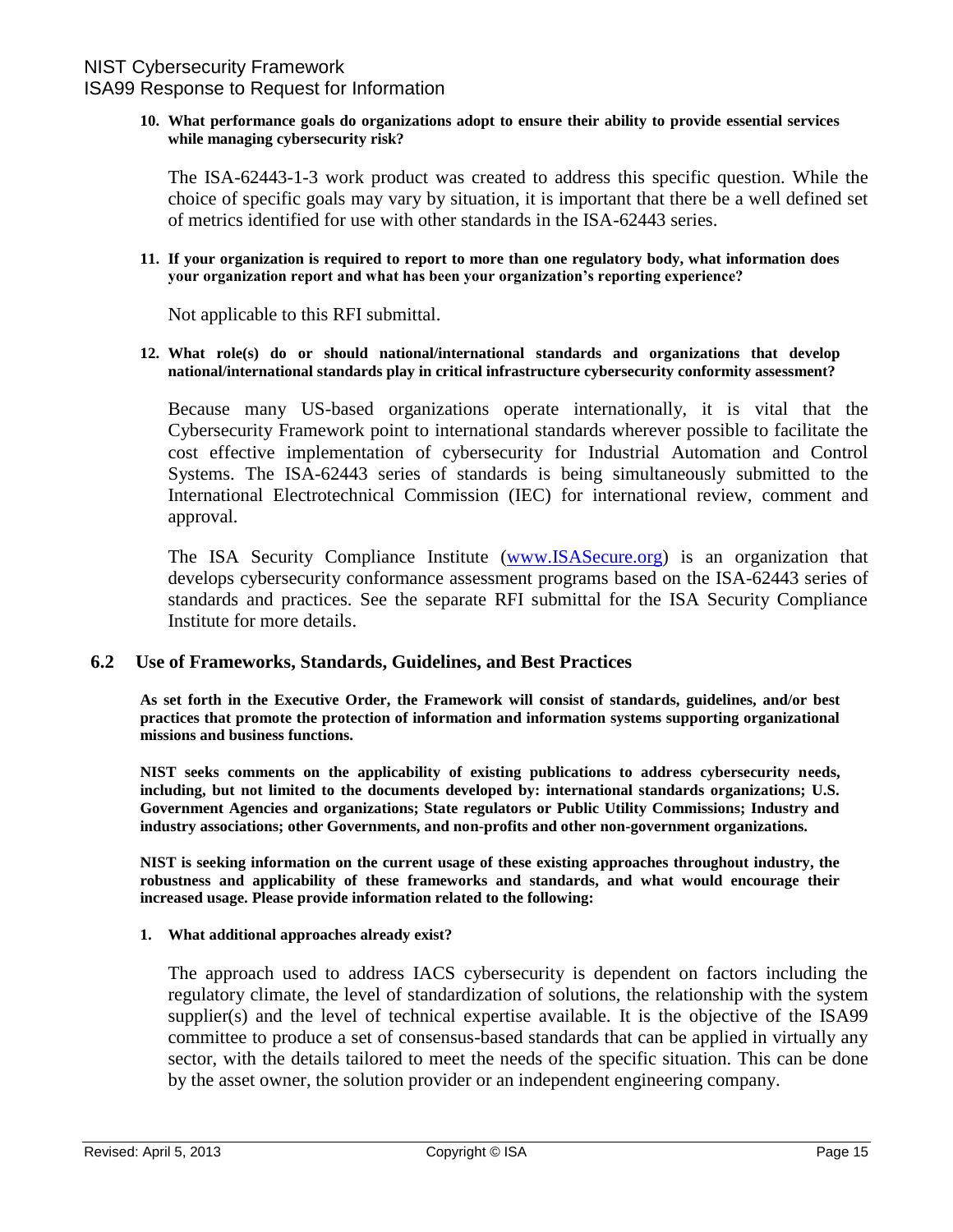**10. What performance goals do organizations adopt to ensure their ability to provide essential services while managing cybersecurity risk?**

The ISA-62443-1-3 work product was created to address this specific question. While the choice of specific goals may vary by situation, it is important that there be a well defined set of metrics identified for use with other standards in the ISA-62443 series.

**11. If your organization is required to report to more than one regulatory body, what information does your organization report and what has been your organization's reporting experience?**

Not applicable to this RFI submittal.

**12. What role(s) do or should national/international standards and organizations that develop national/international standards play in critical infrastructure cybersecurity conformity assessment?**

Because many US-based organizations operate internationally, it is vital that the Cybersecurity Framework point to international standards wherever possible to facilitate the cost effective implementation of cybersecurity for Industrial Automation and Control Systems. The ISA-62443 series of standards is being simultaneously submitted to the International Electrotechnical Commission (IEC) for international review, comment and approval.

The ISA Security Compliance Institute ([www.ISASecure.org](http://www.ISASecure.org)) is an organization that develops cybersecurity conformance assessment programs based on the ISA-62443 series of standards and practices. See the separate RFI submittal for the ISA Security Compliance Institute for more details.

## 6.2 Use of Frameworks, Standards, Guidelines, and Best Practices

**As set forth in the Executive Order, the Framework will consist of standards, guidelines, and/or best practices that promote the protection of information and information systems supporting organizational missions and business functions.**

**NIST seeks comments on the applicability of existing publications to address cybersecurity needs, including, but not limited to the documents developed by: international standards organizations; U.S. Government Agencies and organizations; State regulators or Public Utility Commissions; Industry and industry associations; other Governments, and non-profits and other non-government organizations.**

**NIST is seeking information on the current usage of these existing approaches throughout industry, the robustness and applicability of these frameworks and standards, and what would encourage their increased usage. Please provide information related to the following:**

**1. What additional approaches already exist?**

The approach used to address IACS cybersecurity is dependent on factors including the regulatory climate, the level of standardization of solutions, the relationship with the system supplier(s) and the level of technical expertise available. It is the objective of the ISA99 committee to produce a set of consensus-based standards that can be applied in virtually any sector, with the details tailored to meet the needs of the specific situation. This can be done by the asset owner, the solution provider or an independent engineering company.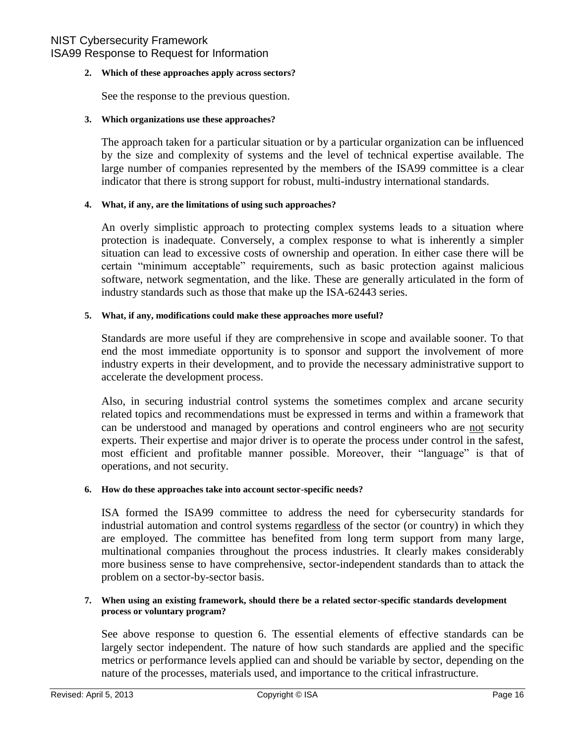**2. Which of these approaches apply across sectors?**

See the response to the previous question.

**3. Which organizations use these approaches?**

The approach taken for a particular situation or by a particular organization can be influenced by the size and complexity of systems and the level of technical expertise available. The large number of companies represented by the members of the ISA99 committee is a clear indicator that there is strong support for robust, multi-industry international standards.

**4. What, if any, are the limitations of using such approaches?**

An overly simplistic approach to protecting complex systems leads to a situation where protection is inadequate. Conversely, a complex response to what is inherently a simpler situation can lead to excessive costs of ownership and operation. In either case there will be certain "minimum acceptable" requirements, such as basic protection against malicious software, network segmentation, and the like. These are generally articulated in the form of industry standards such as those that make up the ISA-62443 series.

**5. What, if any, modifications could make these approaches more useful?**

Standards are more useful if they are comprehensive in scope and available sooner. To that end the most immediate opportunity is to sponsor and support the involvement of more industry experts in their development, and to provide the necessary administrative support to accelerate the development process.

Also, in securing industrial control systems the sometimes complex and arcane security related topics and recommendations must be expressed in terms and within a framework that can be understood and managed by operations and control engineers who are <u>not</u> security experts. Their expertise and major driver is to operate the process under control in the safest, most efficient and profitable manner possible. Moreover, their "language" is that of operations, and not security.

**6. How do these approaches take into account sector-specific needs?**

ISA formed the ISA99 committee to address the need for cybersecurity standards for industrial automation and control systems <u>regardless</u> of the sector (or country) in which they are employed. The committee has benefited from long term support from many large, multinational companies throughout the process industries. It clearly makes considerably more business sense to have comprehensive, sector-independent standards than to attack the problem on a sector-by-sector basis.

**7. When using an existing framework, should there be a related sector-specific standards development process or voluntary program?**

See above response to question 6. The essential elements of effective standards can be largely sector independent. The nature of how such standards are applied and the specific metrics or performance levels applied can and should be variable by sector, depending on the nature of the processes, materials used, and importance to the critical infrastructure.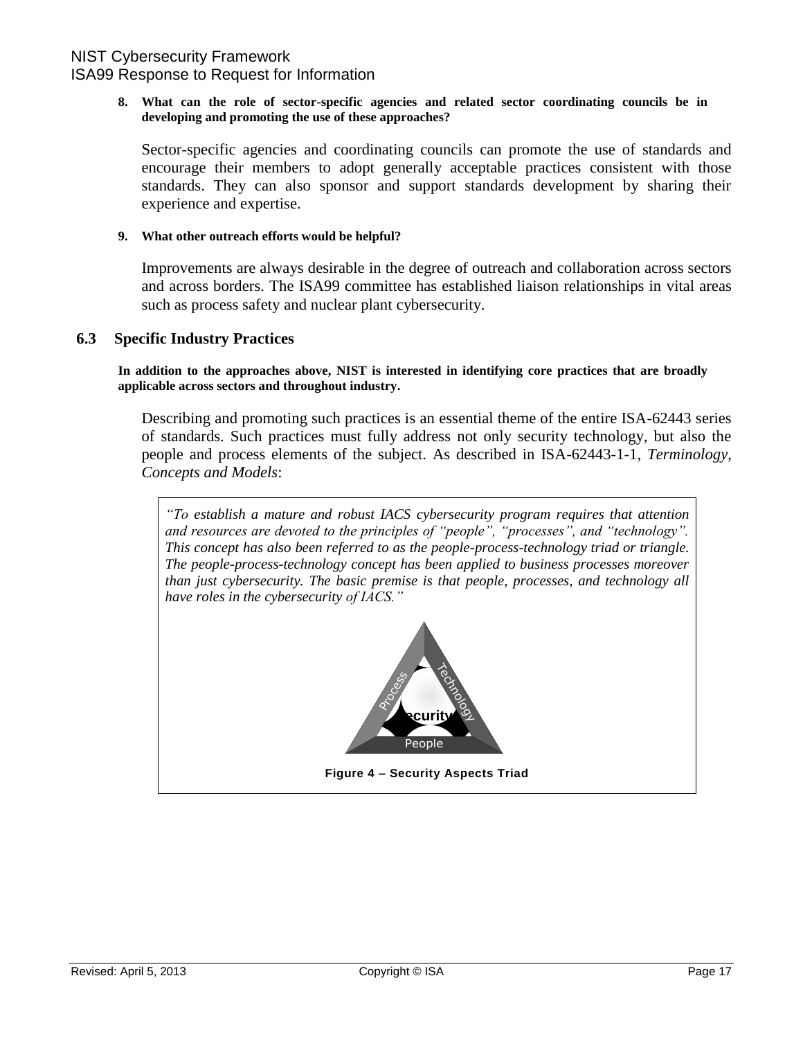8. **What can the role of sector-specific agencies and related sector coordinating councils be in developing and promoting the use of these approaches?**

   Sector-specific agencies and coordinating councils can promote the use of standards and encourage their members to adopt generally acceptable practices consistent with those standards. They can also sponsor and support standards development by sharing their experience and expertise.

9. **What other outreach efforts would be helpful?**

   Improvements are always desirable in the degree of outreach and collaboration across sectors and across borders. The ISA99 committee has established liaison relationships in vital areas such as process safety and nuclear plant cybersecurity.

## 6.3 Specific Industry Practices

**In addition to the approaches above, NIST is interested in identifying core practices that are broadly applicable across sectors and throughout industry.**

Describing and promoting such practices is an essential theme of the entire ISA-62443 series of standards. Such practices must fully address not only security technology, but also the people and process elements of the subject. As described in ISA-62443-1-1, *Terminology, Concepts and Models*:

> *"To establish a mature and robust IACS cybersecurity program requires that attention and resources are devoted to the principles of "people", "processes", and "technology". This concept has also been referred to as the people-process-technology triad or triangle. The people-process-technology concept has been applied to business processes moreover than just cybersecurity. The basic premise is that people, processes, and technology all have roles in the cybersecurity of IACS."*

**Figure 4 – Security Aspects Triad**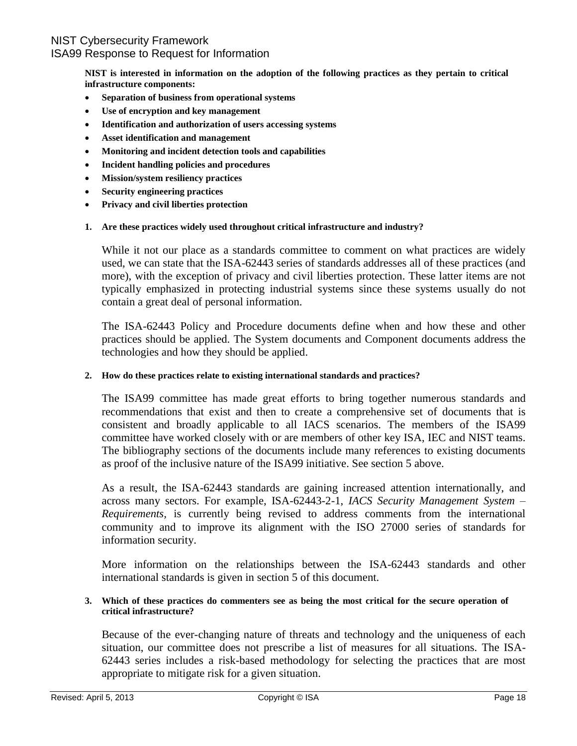**NIST is interested in information on the adoption of the following practices as they pertain to critical infrastructure components:**

- **Separation of business from operational systems**
- **Use of encryption and key management**
- **Identification and authorization of users accessing systems**
- **Asset identification and management**
- **Monitoring and incident detection tools and capabilities**
- **Incident handling policies and procedures**
- **Mission/system resiliency practices**
- **Security engineering practices**
- **Privacy and civil liberties protection**

**1. Are these practices widely used throughout critical infrastructure and industry?**

While it not our place as a standards committee to comment on what practices are widely used, we can state that the ISA-62443 series of standards addresses all of these practices (and more), with the exception of privacy and civil liberties protection. These latter items are not typically emphasized in protecting industrial systems since these systems usually do not contain a great deal of personal information.

The ISA-62443 Policy and Procedure documents define when and how these and other practices should be applied. The System documents and Component documents address the technologies and how they should be applied.

**2. How do these practices relate to existing international standards and practices?**

The ISA99 committee has made great efforts to bring together numerous standards and recommendations that exist and then to create a comprehensive set of documents that is consistent and broadly applicable to all IACS scenarios. The members of the ISA99 committee have worked closely with or are members of other key ISA, IEC and NIST teams. The bibliography sections of the documents include many references to existing documents as proof of the inclusive nature of the ISA99 initiative. See section 5 above.

As a result, the ISA-62443 standards are gaining increased attention internationally, and across many sectors. For example, ISA-62443-2-1, *IACS Security Management System – Requirements,* is currently being revised to address comments from the international community and to improve its alignment with the ISO 27000 series of standards for information security.

More information on the relationships between the ISA-62443 standards and other international standards is given in section 5 of this document.

**3. Which of these practices do commenters see as being the most critical for the secure operation of critical infrastructure?**

Because of the ever-changing nature of threats and technology and the uniqueness of each situation, our committee does not prescribe a list of measures for all situations. The ISA-62443 series includes a risk-based methodology for selecting the practices that are most appropriate to mitigate risk for a given situation.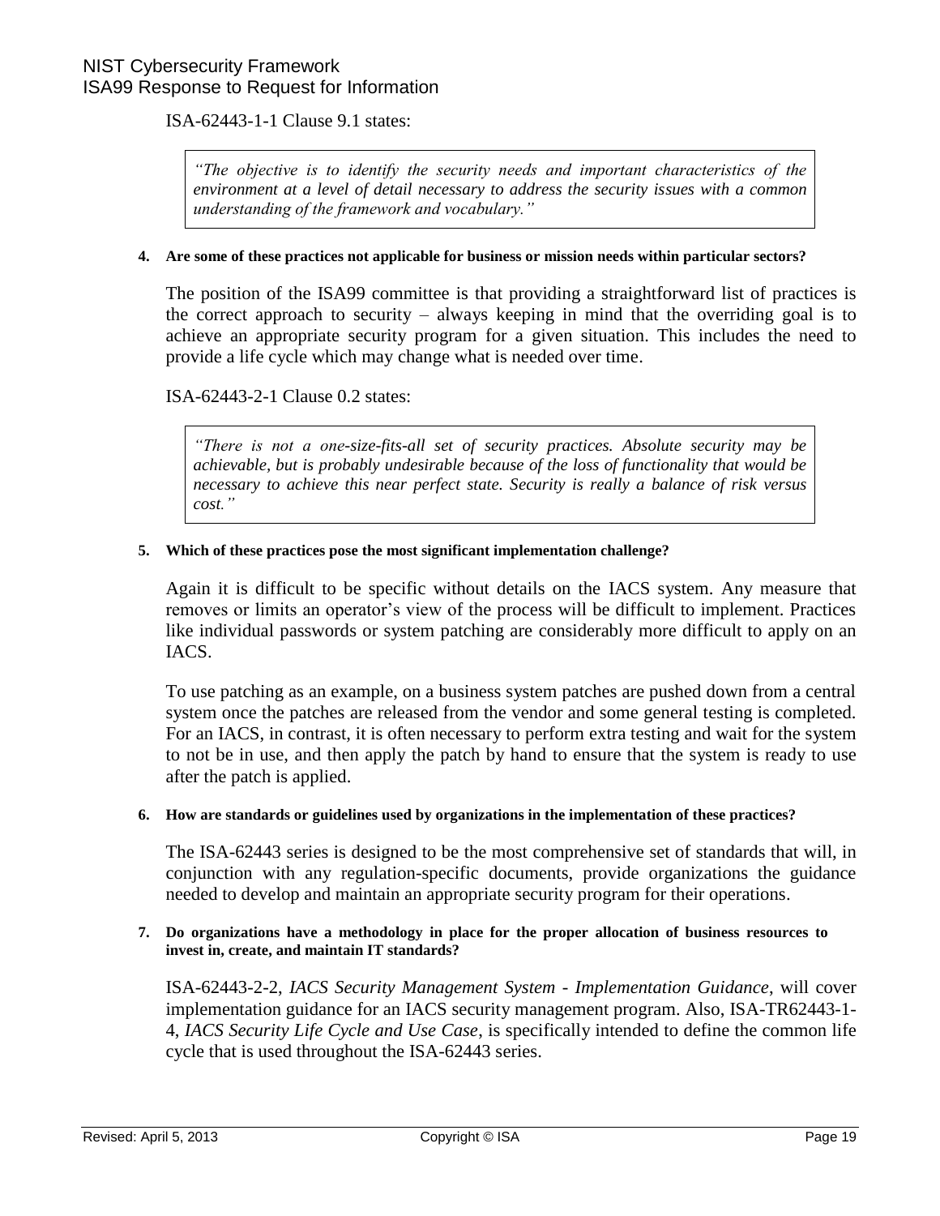ISA-62443-1-1 Clause 9.1 states:

> *"The objective is to identify the security needs and important characteristics of the environment at a level of detail necessary to address the security issues with a common understanding of the framework and vocabulary."*

**4. Are some of these practices not applicable for business or mission needs within particular sectors?**

The position of the ISA99 committee is that providing a straightforward list of practices is the correct approach to security – always keeping in mind that the overriding goal is to achieve an appropriate security program for a given situation. This includes the need to provide a life cycle which may change what is needed over time.

ISA-62443-2-1 Clause 0.2 states:

> *"There is not a one-size-fits-all set of security practices. Absolute security may be achievable, but is probably undesirable because of the loss of functionality that would be necessary to achieve this near perfect state. Security is really a balance of risk versus cost."*

**5. Which of these practices pose the most significant implementation challenge?**

Again it is difficult to be specific without details on the IACS system. Any measure that removes or limits an operator's view of the process will be difficult to implement. Practices like individual passwords or system patching are considerably more difficult to apply on an IACS.

To use patching as an example, on a business system patches are pushed down from a central system once the patches are released from the vendor and some general testing is completed. For an IACS, in contrast, it is often necessary to perform extra testing and wait for the system to not be in use, and then apply the patch by hand to ensure that the system is ready to use after the patch is applied.

**6. How are standards or guidelines used by organizations in the implementation of these practices?**

The ISA-62443 series is designed to be the most comprehensive set of standards that will, in conjunction with any regulation-specific documents, provide organizations the guidance needed to develop and maintain an appropriate security program for their operations.

**7. Do organizations have a methodology in place for the proper allocation of business resources to invest in, create, and maintain IT standards?**

ISA-62443-2-2, *IACS Security Management System - Implementation Guidance*, will cover implementation guidance for an IACS security management program. Also, ISA-TR62443-1-4, *IACS Security Life Cycle and Use Case*, is specifically intended to define the common life cycle that is used throughout the ISA-62443 series.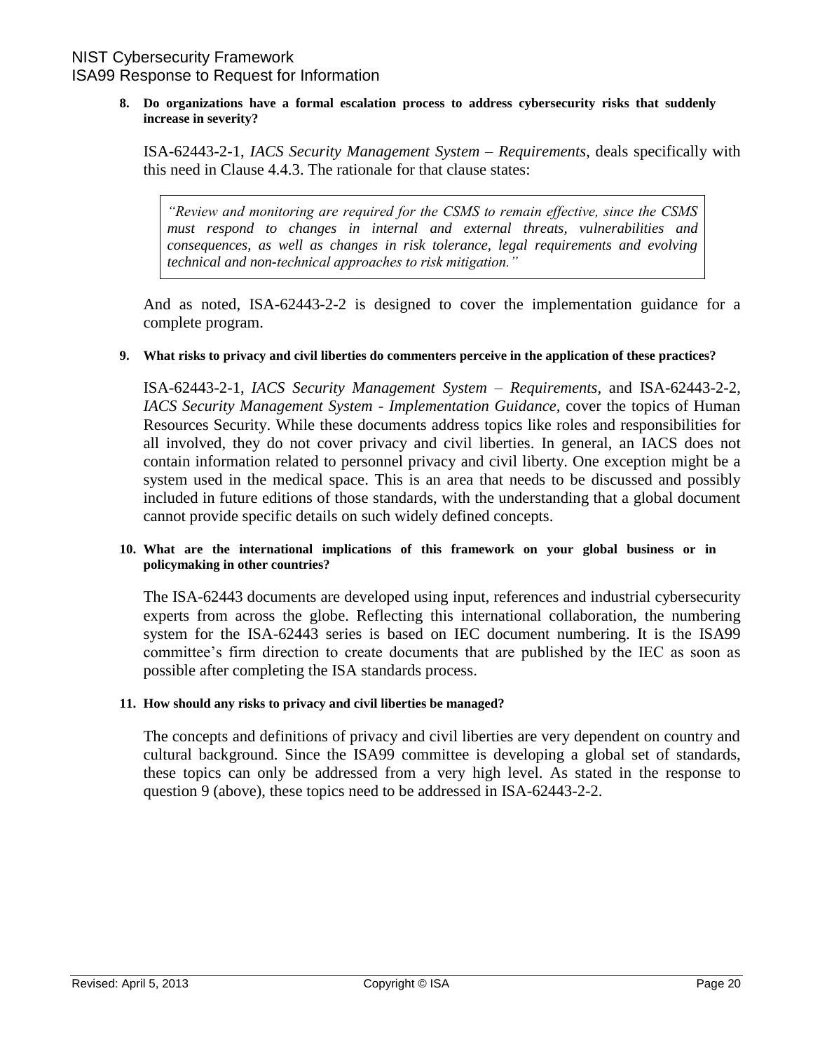**8. Do organizations have a formal escalation process to address cybersecurity risks that suddenly increase in severity?**

ISA-62443-2-1, *IACS Security Management System – Requirements*, deals specifically with this need in Clause 4.4.3. The rationale for that clause states:

> *"Review and monitoring are required for the CSMS to remain effective, since the CSMS must respond to changes in internal and external threats, vulnerabilities and consequences, as well as changes in risk tolerance, legal requirements and evolving technical and non-technical approaches to risk mitigation."*

And as noted, ISA-62443-2-2 is designed to cover the implementation guidance for a complete program.

**9. What risks to privacy and civil liberties do commenters perceive in the application of these practices?**

ISA-62443-2-1, *IACS Security Management System – Requirements*, and ISA-62443-2-2, *IACS Security Management System - Implementation Guidance*, cover the topics of Human Resources Security. While these documents address topics like roles and responsibilities for all involved, they do not cover privacy and civil liberties. In general, an IACS does not contain information related to personnel privacy and civil liberty. One exception might be a system used in the medical space. This is an area that needs to be discussed and possibly included in future editions of those standards, with the understanding that a global document cannot provide specific details on such widely defined concepts.

**10. What are the international implications of this framework on your global business or in policymaking in other countries?**

The ISA-62443 documents are developed using input, references and industrial cybersecurity experts from across the globe. Reflecting this international collaboration, the numbering system for the ISA-62443 series is based on IEC document numbering. It is the ISA99 committee's firm direction to create documents that are published by the IEC as soon as possible after completing the ISA standards process.

**11. How should any risks to privacy and civil liberties be managed?**

The concepts and definitions of privacy and civil liberties are very dependent on country and cultural background. Since the ISA99 committee is developing a global set of standards, these topics can only be addressed from a very high level. As stated in the response to question 9 (above), these topics need to be addressed in ISA-62443-2-2.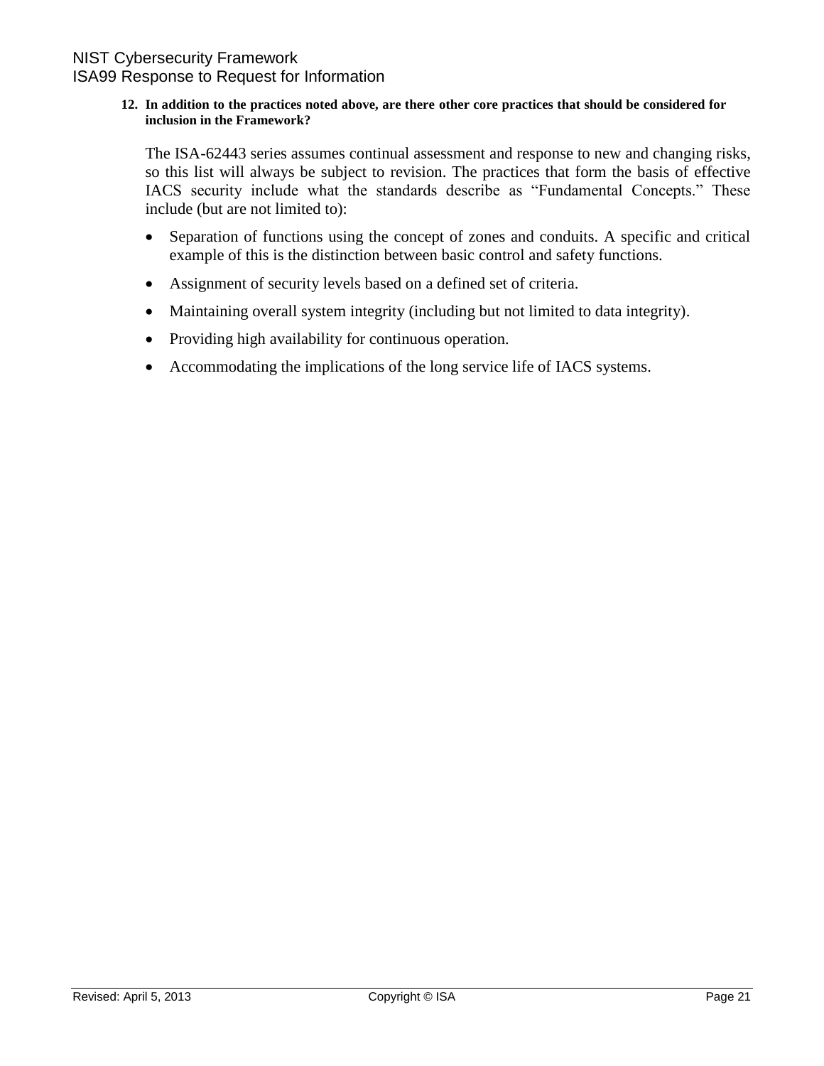12. **In addition to the practices noted above, are there other core practices that should be considered for inclusion in the Framework?**

The ISA-62443 series assumes continual assessment and response to new and changing risks, so this list will always be subject to revision. The practices that form the basis of effective IACS security include what the standards describe as “Fundamental Concepts.” These include (but are not limited to):

- Separation of functions using the concept of zones and conduits. A specific and critical example of this is the distinction between basic control and safety functions.
- Assignment of security levels based on a defined set of criteria.
- Maintaining overall system integrity (including but not limited to data integrity).
- Providing high availability for continuous operation.
- Accommodating the implications of the long service life of IACS systems.